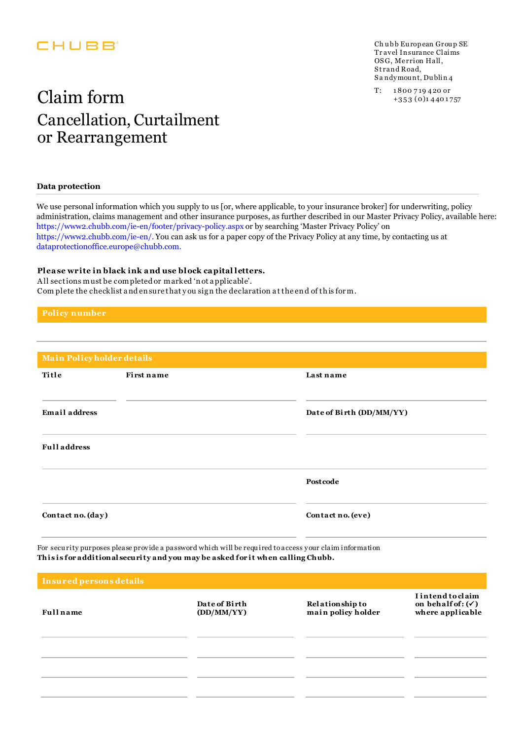CHUBB

Chubb European Group SE
Travel Insurance Claims
OSG, Merrion Hall,
Strand Road,
Sandymount, Dublin 4

T: 1800 719 420 or
+353 (0)1 4401757

# Claim form

## Cancellation, Curtailment or Rearrangement

**Data protection**

We use personal information which you supply to us [or, where applicable, to your insurance broker] for underwriting, policy administration, claims management and other insurance purposes, as further described in our Master Privacy Policy, available here: https://www2.chubb.com/ie-en/footer/privacy-policy.aspx or by searching 'Master Privacy Policy' on https://www2.chubb.com/ie-en/. You can ask us for a paper copy of the Privacy Policy at any time, by contacting us at dataprotectionoffice.europe@chubb.com.

**Please write in black ink and use block capital letters.**
All sections must be completed or marked 'not applicable'.
Complete the checklist and ensure that you sign the declaration at the end of this form.

### Policy number

### Main Policyholder details

| Title | First name | Last name |
|---|---|---|
| | | |

| Email address | Date of Birth (DD/MM/YY) |
|---|---|
| | |

| Full address | |
|---|---|
| | |
| | Postcode |
| | |

| Contact no. (day) | Contact no. (eve) |
|---|---|
| | |

For security purposes please provide a password which will be required to access your claim information
**This is for additional security and you may be asked for it when calling Chubb.**

### Insured persons details

| Full name | Date of Birth (DD/MM/YY) | Relationship to main policy holder | I intend to claim on behalf of: (✓) where applicable |
|---|---|---|---|
| | | | |
| | | | |
| | | | |
| | | | |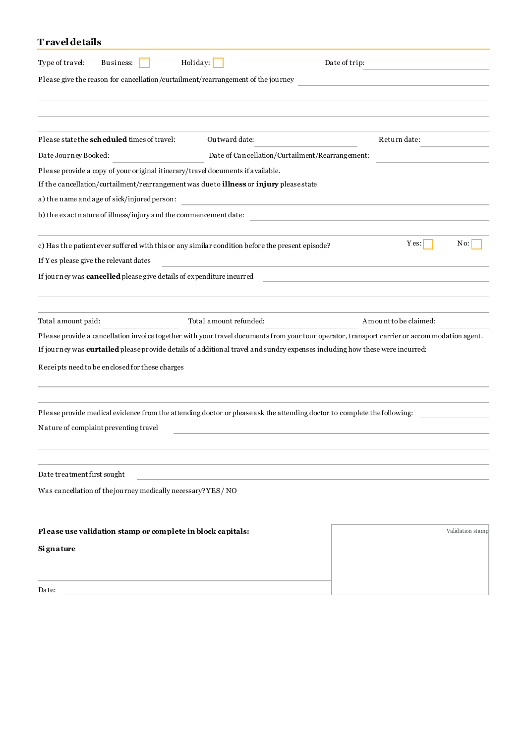## Travel details

Type of travel: Business: ☐ Holiday: ☐ Date of trip: ______________

Please give the reason for cancellation/curtailment/rearrangement of the journey ______________

______________

______________

Please state the **scheduled** times of travel: Outward date: ______________ Return date: ______________

Date Journey Booked: ______________ Date of Cancellation/Curtailment/Rearrangement: ______________

Please provide a copy of your original itinerary/travel documents if available.

If the cancellation/curtailment/rearrangement was due to **illness** or **injury** please state

a) the name and age of sick/injured person: ______________

b) the exact nature of illness/injury and the commencement date: ______________

______________

c) Has the patient ever suffered with this or any similar condition before the present episode? Yes: ☐ No: ☐

If Yes please give the relevant dates ______________

If journey was **cancelled** please give details of expenditure incurred ______________

______________

Total amount paid: ______________ Total amount refunded: ______________ Amount to be claimed: ______________

Please provide a cancellation invoice together with your travel documents from your tour operator, transport carrier or accommodation agent.

If journey was **curtailed** please provide details of additional travel and sundry expenses including how these were incurred:

Receipts need to be enclosed for these charges

______________

______________

Please provide medical evidence from the attending doctor or please ask the attending doctor to complete the following: ______________

Nature of complaint preventing travel ______________

______________

______________

Date treatment first sought ______________

Was cancellation of the journey medically necessary? YES / NO

**Please use validation stamp or complete in block capitals:**

**Signature**

______________

Date: ______________

Validation stamp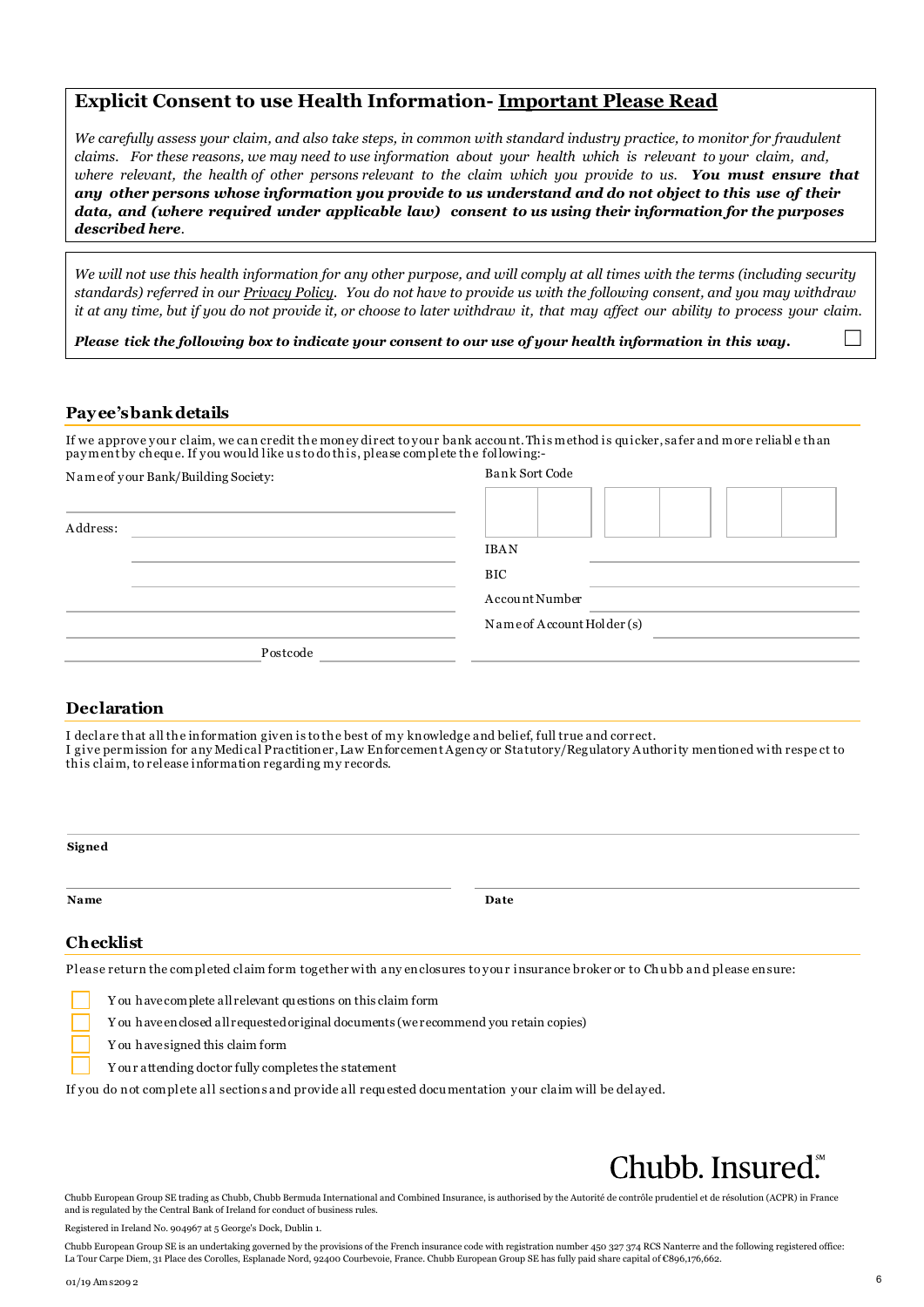## Explicit Consent to use Health Information- Important Please Read

*We carefully assess your claim, and also take steps, in common with standard industry practice, to monitor for fraudulent claims. For these reasons, we may need to use information about your health which is relevant to your claim, and, where relevant, the health of other persons relevant to the claim which you provide to us.* ***You must ensure that any other persons whose information you provide to us understand and do not object to this use of their data, and (where required under applicable law) consent to us using their information for the purposes described here.***

*We will not use this health information for any other purpose, and will comply at all times with the terms (including security standards) referred in our Privacy Policy. You do not have to provide us with the following consent, and you may withdraw it at any time, but if you do not provide it, or choose to later withdraw it, that may affect our ability to process your claim.*

***Please tick the following box to indicate your consent to our use of your health information in this way.*** ☐

## Payee's bank details

If we approve your claim, we can credit the money direct to your bank account. This method is quicker, safer and more reliable than payment by cheque. If you would like us to do this, please complete the following:-

Name of your Bank/Building Society: ______________________

Address: ______________________

______________________

______________________

______________________

Postcode ______________________

Bank Sort Code: ☐☐ ☐☐ ☐☐

IBAN ______________________

BIC ______________________

Account Number ______________________

Name of Account Holder (s) ______________________

## Declaration

I declare that all the information given is to the best of my knowledge and belief, full true and correct.
I give permission for any Medical Practitioner, Law Enforcement Agency or Statutory/Regulatory Authority mentioned with respect to this claim, to release information regarding my records.

**Signed** ______________________

**Name** ______________________ **Date** ______________________

## Checklist

Please return the completed claim form together with any enclosures to your insurance broker or to Chubb and please ensure:

- ☐ You have complete all relevant questions on this claim form
- ☐ You have enclosed all requested original documents (we recommend you retain copies)
- ☐ You have signed this claim form
- ☐ Your attending doctor fully completes the statement

If you do not complete all sections and provide all requested documentation your claim will be delayed.

Chubb. Insured.℠

Chubb European Group SE trading as Chubb, Chubb Bermuda International and Combined Insurance, is authorised by the Autorité de contrôle prudentiel et de résolution (ACPR) in France and is regulated by the Central Bank of Ireland for conduct of business rules.

Registered in Ireland No. 904967 at 5 George's Dock, Dublin 1.

Chubb European Group SE is an undertaking governed by the provisions of the French insurance code with registration number 450 327 374 RCS Nanterre and the following registered office: La Tour Carpe Diem, 31 Place des Corolles, Esplanade Nord, 92400 Courbevoie, France. Chubb European Group SE has fully paid share capital of €896,176,662.

01/19 Ams2092